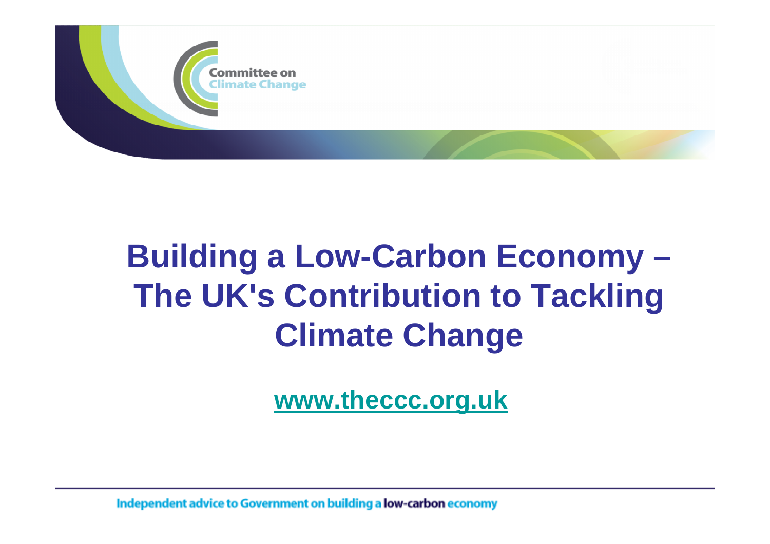Committee on Climate Change

# Building a Low-Carbon Economy – The UK's Contribution to Tackling Climate Change

www.theccc.org.uk

Independent advice to Government on building a low-carbon economy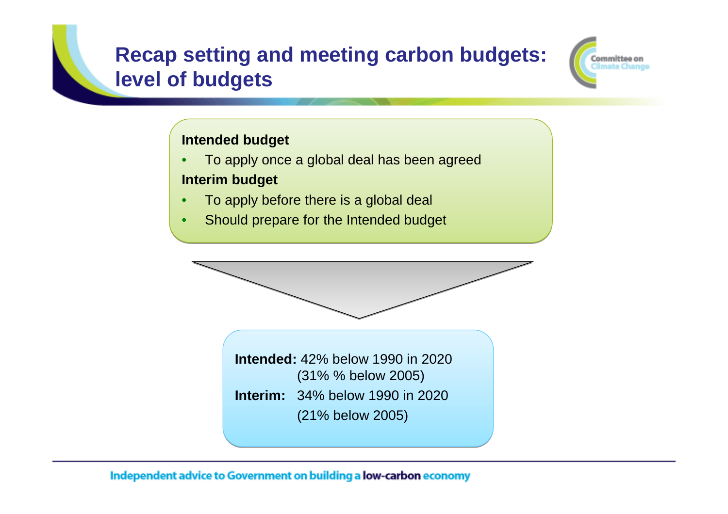# Recap setting and meeting carbon budgets: level of budgets

**Intended budget**

- To apply once a global deal has been agreed

**Interim budget**

- To apply before there is a global deal
- Should prepare for the Intended budget

**Intended:** 42% below 1990 in 2020
(31% % below 2005)

**Interim:** 34% below 1990 in 2020
(21% below 2005)

Independent advice to Government on building a **low-carbon** economy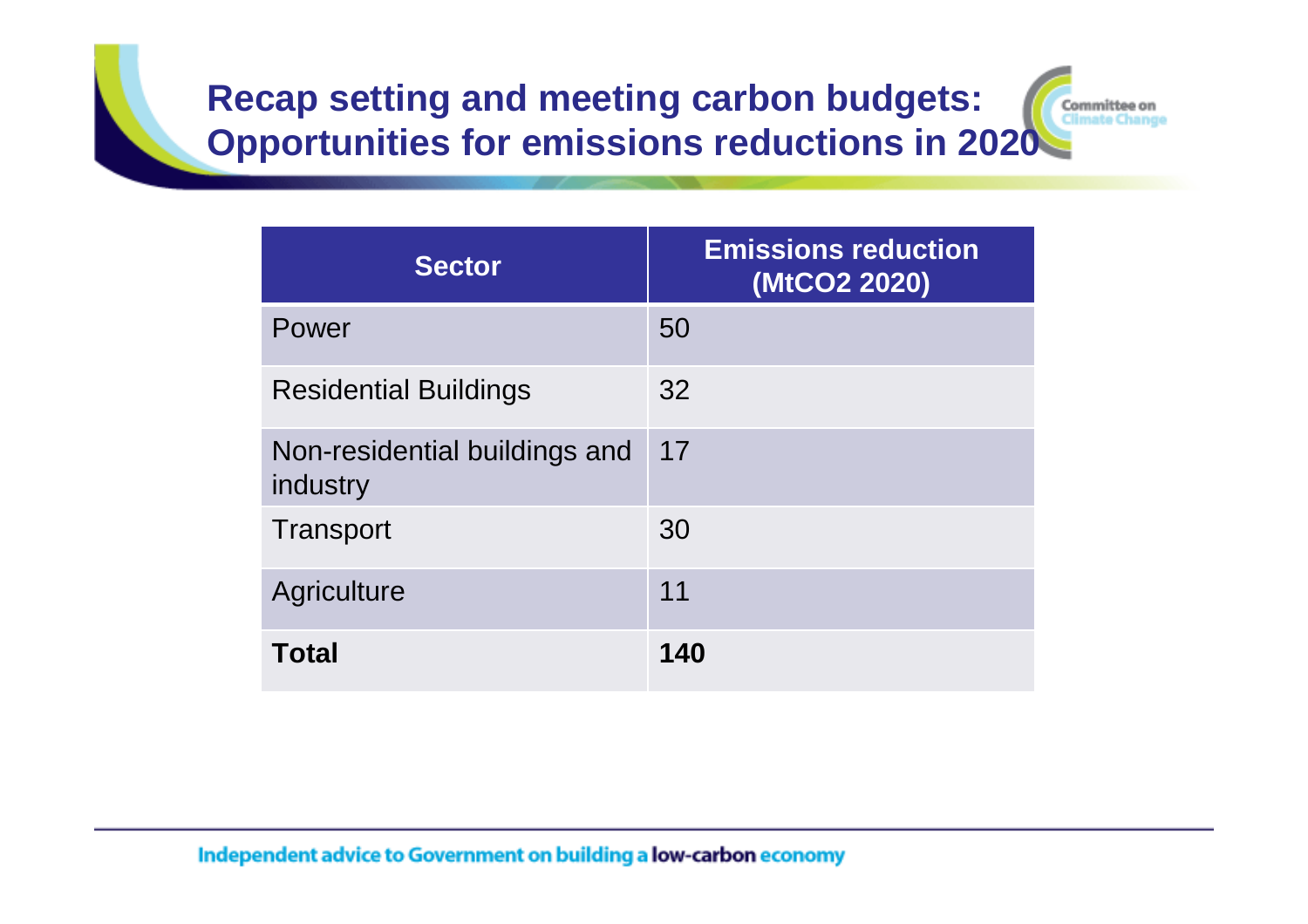## Recap setting and meeting carbon budgets: Opportunities for emissions reductions in 2020

| Sector | Emissions reduction ($MtCO_2$ 2020) |
|---|---|
| Power | 50 |
| Residential Buildings | 32 |
| Non-residential buildings and industry | 17 |
| Transport | 30 |
| Agriculture | 11 |
| **Total** | **140** |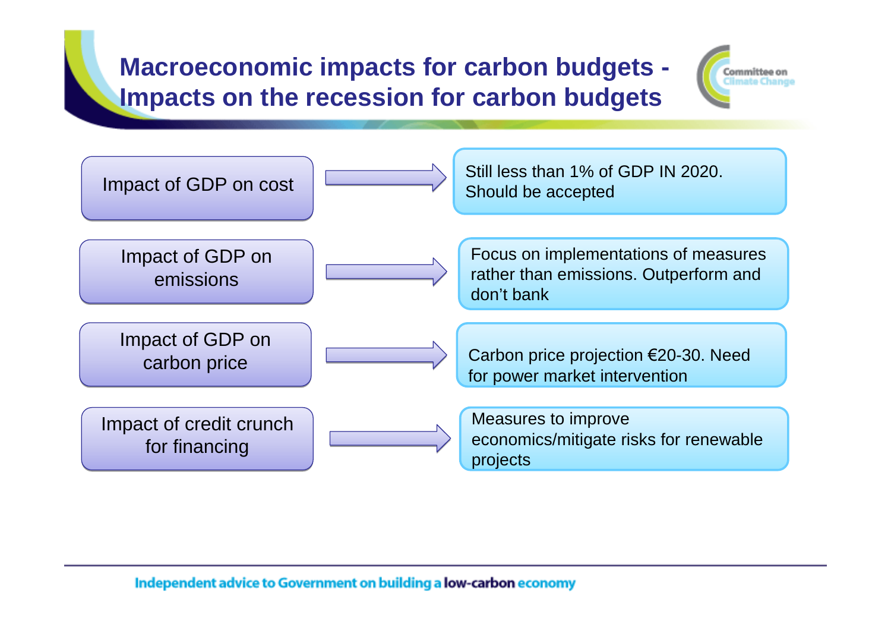# Macroeconomic impacts for carbon budgets - Impacts on the recession for carbon budgets

| Impact | Response |
| --- | --- |
| Impact of GDP on cost | Still less than 1% of GDP IN 2020. Should be accepted |
| Impact of GDP on emissions | Focus on implementations of measures rather than emissions. Outperform and don't bank |
| Impact of GDP on carbon price | Carbon price projection €20-30. Need for power market intervention |
| Impact of credit crunch for financing | Measures to improve economics/mitigate risks for renewable projects |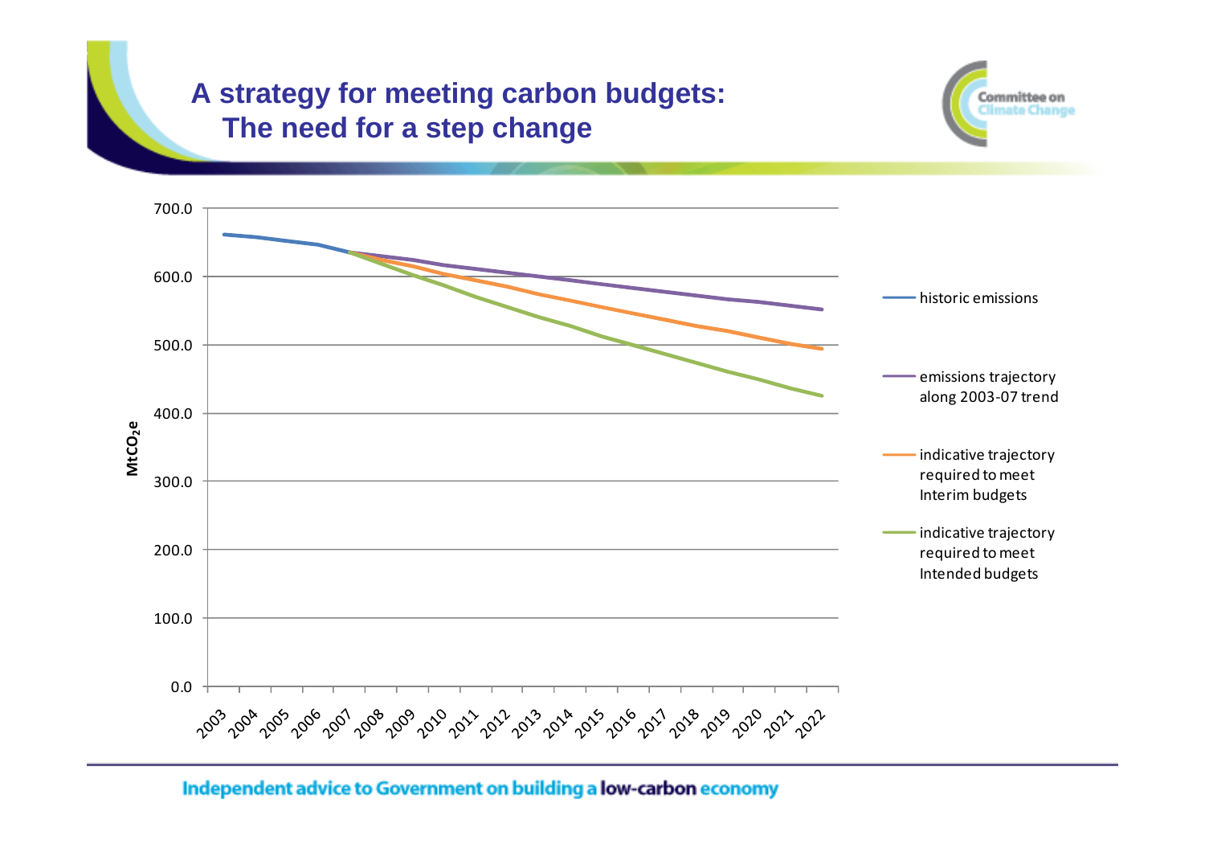# A strategy for meeting carbon budgets: The need for a step change

$MtCO_2e$

| | |
|---|---|
| 700.0 | |
| 600.0 | |
| 500.0 | |
| 400.0 | |
| 300.0 | |
| 200.0 | |
| 100.0 | |
| 0.0 | |

2003 2004 2005 2006 2007 2008 2009 2010 2011 2012 2013 2014 2015 2016 2017 2018 2019 2020 2021 2022

- historic emissions
- emissions trajectory along 2003-07 trend
- indicative trajectory required to meet Interim budgets
- indicative trajectory required to meet Intended budgets

Independent advice to Government on building a **low-carbon** economy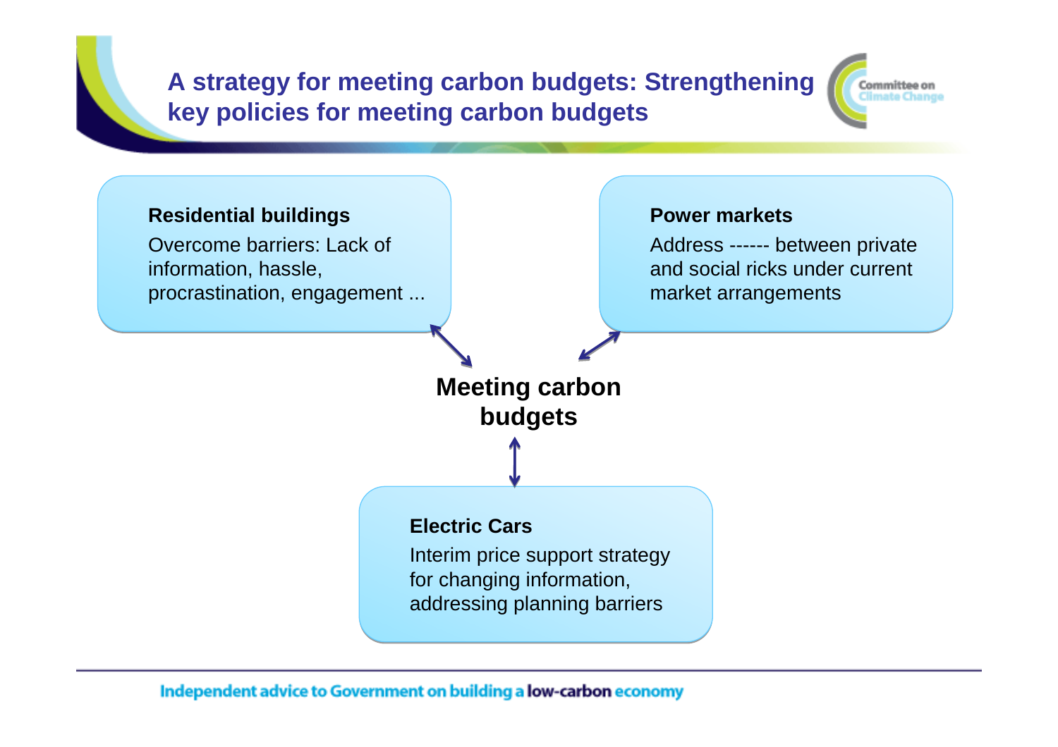# A strategy for meeting carbon budgets: Strengthening key policies for meeting carbon budgets

**Residential buildings**

Overcome barriers: Lack of information, hassle, procrastination, engagement ...

**Power markets**

Address ------ between private and social ricks under current market arrangements

**Meeting carbon budgets**

**Electric Cars**

Interim price support strategy for changing information, addressing planning barriers

Independent advice to Government on building a **low-carbon** economy